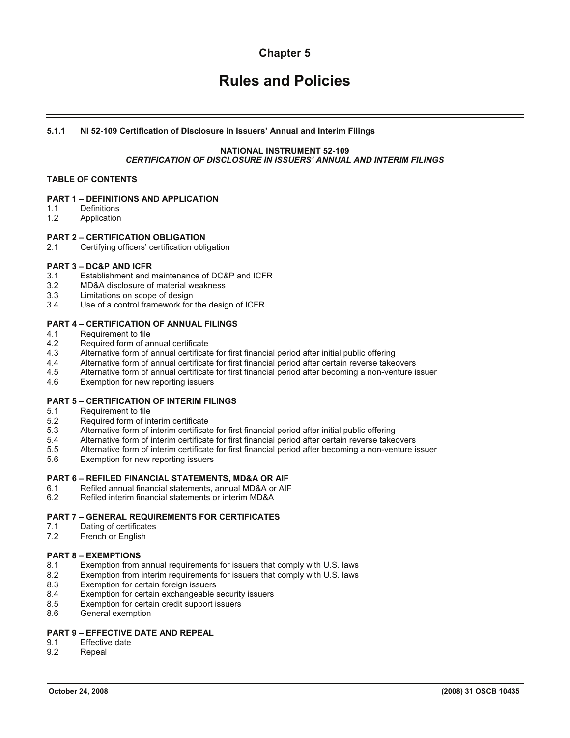# Chapter 5

# Rules and Policies

### 5.1.1 NI 52-109 Certification of Disclosure in Issuers' Annual and Interim Filings

**NATIONAL INSTRUMENT 52-109**
***CERTIFICATION OF DISCLOSURE IN ISSUERS' ANNUAL AND INTERIM FILINGS***

**TABLE OF CONTENTS**

**PART 1 – DEFINITIONS AND APPLICATION**
1.1 Definitions
1.2 Application

**PART 2 – CERTIFICATION OBLIGATION**
2.1 Certifying officers' certification obligation

**PART 3 – DC&P AND ICFR**
3.1 Establishment and maintenance of DC&P and ICFR
3.2 MD&A disclosure of material weakness
3.3 Limitations on scope of design
3.4 Use of a control framework for the design of ICFR

**PART 4 – CERTIFICATION OF ANNUAL FILINGS**
4.1 Requirement to file
4.2 Required form of annual certificate
4.3 Alternative form of annual certificate for first financial period after initial public offering
4.4 Alternative form of annual certificate for first financial period after certain reverse takeovers
4.5 Alternative form of annual certificate for first financial period after becoming a non-venture issuer
4.6 Exemption for new reporting issuers

**PART 5 – CERTIFICATION OF INTERIM FILINGS**
5.1 Requirement to file
5.2 Required form of interim certificate
5.3 Alternative form of interim certificate for first financial period after initial public offering
5.4 Alternative form of interim certificate for first financial period after certain reverse takeovers
5.5 Alternative form of interim certificate for first financial period after becoming a non-venture issuer
5.6 Exemption for new reporting issuers

**PART 6 – REFILED FINANCIAL STATEMENTS, MD&A OR AIF**
6.1 Refiled annual financial statements, annual MD&A or AIF
6.2 Refiled interim financial statements or interim MD&A

**PART 7 – GENERAL REQUIREMENTS FOR CERTIFICATES**
7.1 Dating of certificates
7.2 French or English

**PART 8 – EXEMPTIONS**
8.1 Exemption from annual requirements for issuers that comply with U.S. laws
8.2 Exemption from interim requirements for issuers that comply with U.S. laws
8.3 Exemption for certain foreign issuers
8.4 Exemption for certain exchangeable security issuers
8.5 Exemption for certain credit support issuers
8.6 General exemption

**PART 9 – EFFECTIVE DATE AND REPEAL**
9.1 Effective date
9.2 Repeal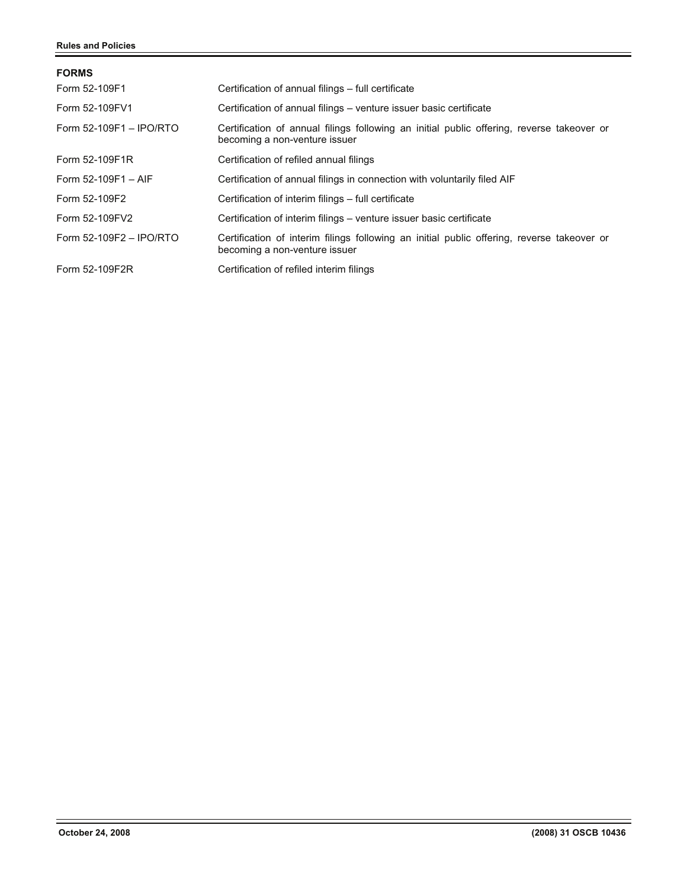**FORMS**

| | |
|---|---|
| Form 52-109F1 | Certification of annual filings – full certificate |
| Form 52-109FV1 | Certification of annual filings – venture issuer basic certificate |
| Form 52-109F1 – IPO/RTO | Certification of annual filings following an initial public offering, reverse takeover or becoming a non-venture issuer |
| Form 52-109F1R | Certification of refiled annual filings |
| Form 52-109F1 – AIF | Certification of annual filings in connection with voluntarily filed AIF |
| Form 52-109F2 | Certification of interim filings – full certificate |
| Form 52-109FV2 | Certification of interim filings – venture issuer basic certificate |
| Form 52-109F2 – IPO/RTO | Certification of interim filings following an initial public offering, reverse takeover or becoming a non-venture issuer |
| Form 52-109F2R | Certification of refiled interim filings |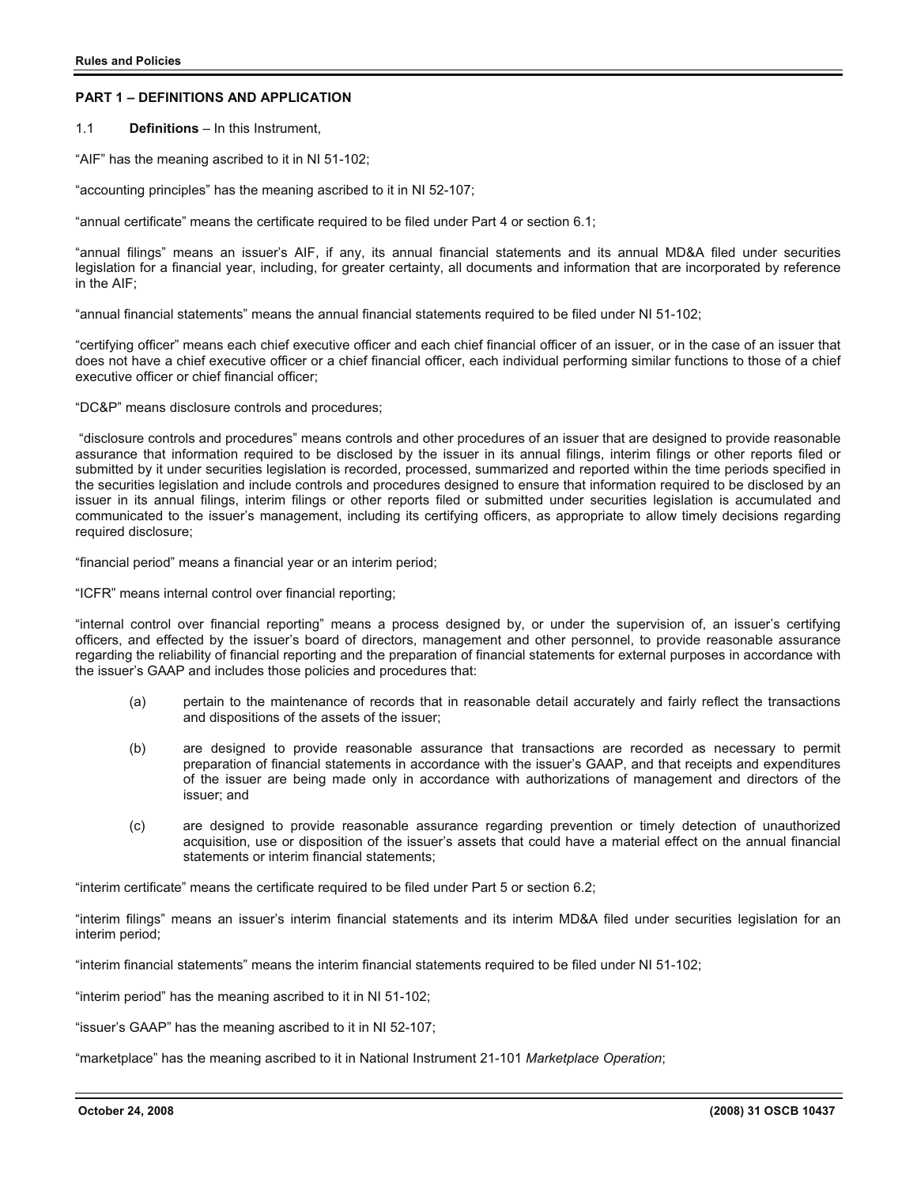## PART 1 – DEFINITIONS AND APPLICATION

1.1 **Definitions** – In this Instrument,

"AIF" has the meaning ascribed to it in NI 51-102;

"accounting principles" has the meaning ascribed to it in NI 52-107;

"annual certificate" means the certificate required to be filed under Part 4 or section 6.1;

"annual filings" means an issuer's AIF, if any, its annual financial statements and its annual MD&A filed under securities legislation for a financial year, including, for greater certainty, all documents and information that are incorporated by reference in the AIF;

"annual financial statements" means the annual financial statements required to be filed under NI 51-102;

"certifying officer" means each chief executive officer and each chief financial officer of an issuer, or in the case of an issuer that does not have a chief executive officer or a chief financial officer, each individual performing similar functions to those of a chief executive officer or chief financial officer;

"DC&P" means disclosure controls and procedures;

"disclosure controls and procedures" means controls and other procedures of an issuer that are designed to provide reasonable assurance that information required to be disclosed by the issuer in its annual filings, interim filings or other reports filed or submitted by it under securities legislation is recorded, processed, summarized and reported within the time periods specified in the securities legislation and include controls and procedures designed to ensure that information required to be disclosed by an issuer in its annual filings, interim filings or other reports filed or submitted under securities legislation is accumulated and communicated to the issuer's management, including its certifying officers, as appropriate to allow timely decisions regarding required disclosure;

"financial period" means a financial year or an interim period;

"ICFR" means internal control over financial reporting;

"internal control over financial reporting" means a process designed by, or under the supervision of, an issuer's certifying officers, and effected by the issuer's board of directors, management and other personnel, to provide reasonable assurance regarding the reliability of financial reporting and the preparation of financial statements for external purposes in accordance with the issuer's GAAP and includes those policies and procedures that:

(a) pertain to the maintenance of records that in reasonable detail accurately and fairly reflect the transactions and dispositions of the assets of the issuer;

(b) are designed to provide reasonable assurance that transactions are recorded as necessary to permit preparation of financial statements in accordance with the issuer's GAAP, and that receipts and expenditures of the issuer are being made only in accordance with authorizations of management and directors of the issuer; and

(c) are designed to provide reasonable assurance regarding prevention or timely detection of unauthorized acquisition, use or disposition of the issuer's assets that could have a material effect on the annual financial statements or interim financial statements;

"interim certificate" means the certificate required to be filed under Part 5 or section 6.2;

"interim filings" means an issuer's interim financial statements and its interim MD&A filed under securities legislation for an interim period;

"interim financial statements" means the interim financial statements required to be filed under NI 51-102;

"interim period" has the meaning ascribed to it in NI 51-102;

"issuer's GAAP" has the meaning ascribed to it in NI 52-107;

"marketplace" has the meaning ascribed to it in National Instrument 21-101 *Marketplace Operation*;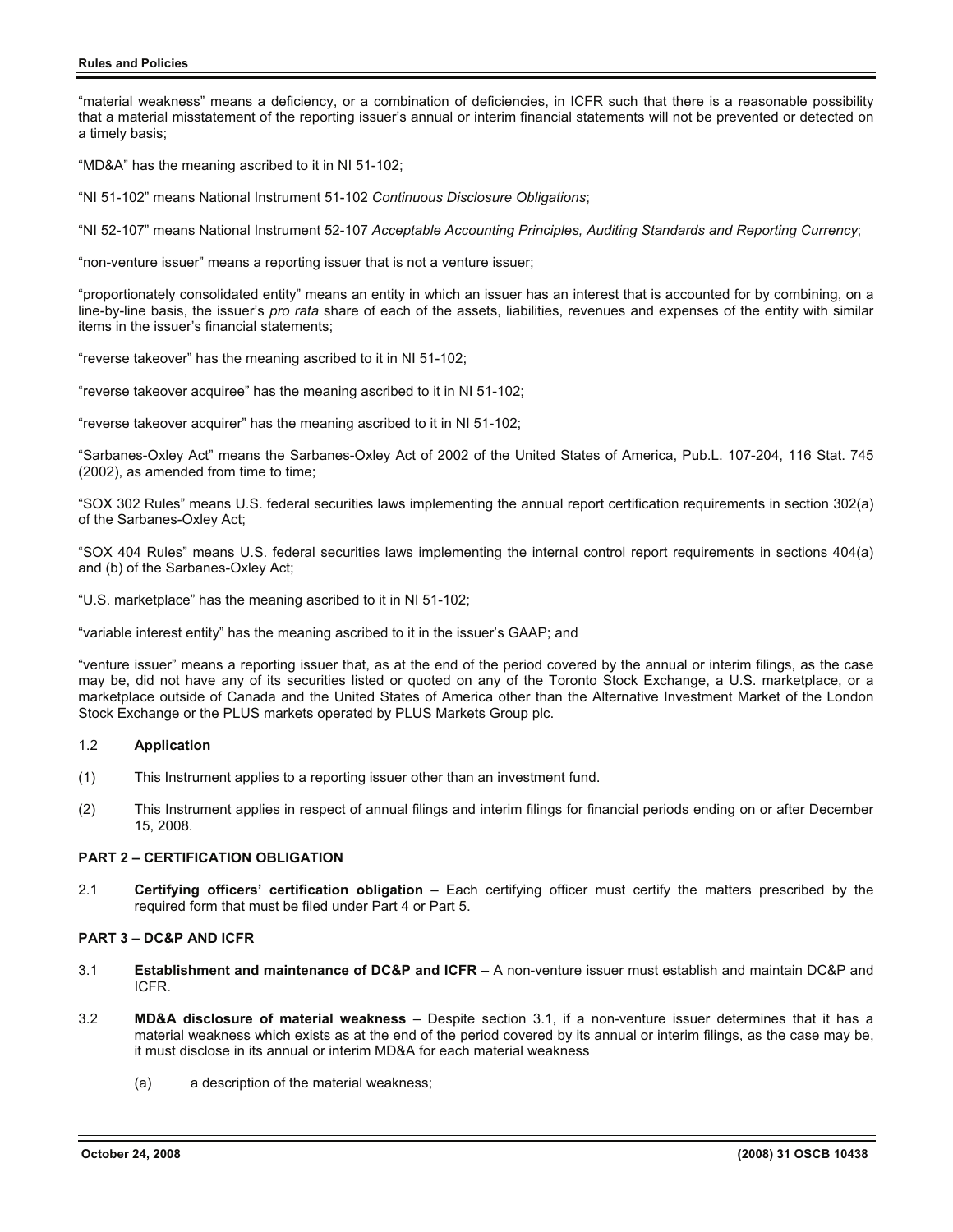"material weakness" means a deficiency, or a combination of deficiencies, in ICFR such that there is a reasonable possibility that a material misstatement of the reporting issuer's annual or interim financial statements will not be prevented or detected on a timely basis;

"MD&A" has the meaning ascribed to it in NI 51-102;

"NI 51-102" means National Instrument 51-102 *Continuous Disclosure Obligations*;

"NI 52-107" means National Instrument 52-107 *Acceptable Accounting Principles, Auditing Standards and Reporting Currency*;

"non-venture issuer" means a reporting issuer that is not a venture issuer;

"proportionately consolidated entity" means an entity in which an issuer has an interest that is accounted for by combining, on a line-by-line basis, the issuer's *pro rata* share of each of the assets, liabilities, revenues and expenses of the entity with similar items in the issuer's financial statements;

"reverse takeover" has the meaning ascribed to it in NI 51-102;

"reverse takeover acquiree" has the meaning ascribed to it in NI 51-102;

"reverse takeover acquirer" has the meaning ascribed to it in NI 51-102;

"Sarbanes-Oxley Act" means the Sarbanes-Oxley Act of 2002 of the United States of America, Pub.L. 107-204, 116 Stat. 745 (2002), as amended from time to time;

"SOX 302 Rules" means U.S. federal securities laws implementing the annual report certification requirements in section 302(a) of the Sarbanes-Oxley Act;

"SOX 404 Rules" means U.S. federal securities laws implementing the internal control report requirements in sections 404(a) and (b) of the Sarbanes-Oxley Act;

"U.S. marketplace" has the meaning ascribed to it in NI 51-102;

"variable interest entity" has the meaning ascribed to it in the issuer's GAAP; and

"venture issuer" means a reporting issuer that, as at the end of the period covered by the annual or interim filings, as the case may be, did not have any of its securities listed or quoted on any of the Toronto Stock Exchange, a U.S. marketplace, or a marketplace outside of Canada and the United States of America other than the Alternative Investment Market of the London Stock Exchange or the PLUS markets operated by PLUS Markets Group plc.

1.2 **Application**

(1) This Instrument applies to a reporting issuer other than an investment fund.

(2) This Instrument applies in respect of annual filings and interim filings for financial periods ending on or after December 15, 2008.

## PART 2 – CERTIFICATION OBLIGATION

2.1 **Certifying officers' certification obligation** – Each certifying officer must certify the matters prescribed by the required form that must be filed under Part 4 or Part 5.

## PART 3 – DC&P AND ICFR

3.1 **Establishment and maintenance of DC&P and ICFR** – A non-venture issuer must establish and maintain DC&P and ICFR.

3.2 **MD&A disclosure of material weakness** – Despite section 3.1, if a non-venture issuer determines that it has a material weakness which exists as at the end of the period covered by its annual or interim filings, as the case may be, it must disclose in its annual or interim MD&A for each material weakness

(a) a description of the material weakness;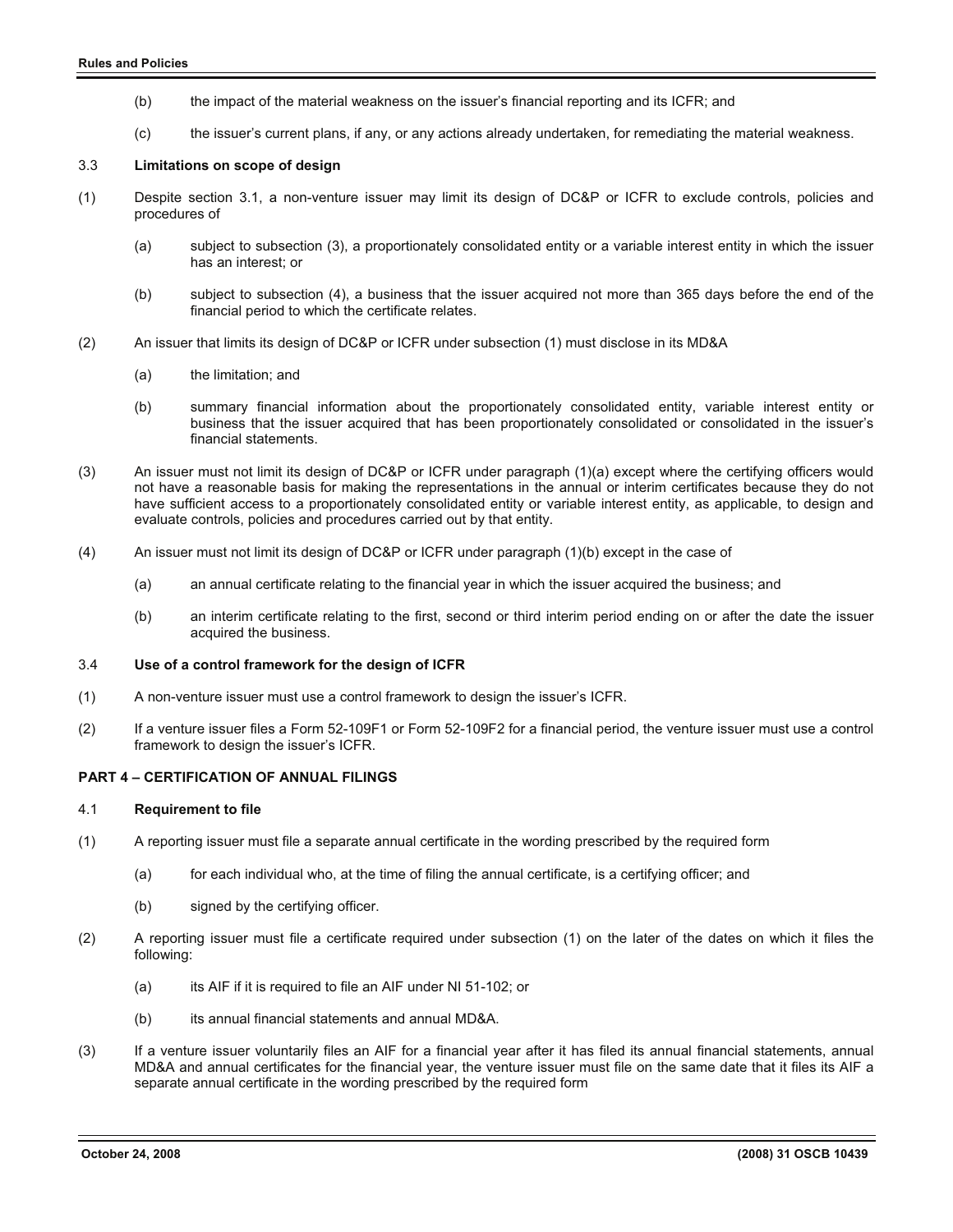(b) the impact of the material weakness on the issuer's financial reporting and its ICFR; and

(c) the issuer's current plans, if any, or any actions already undertaken, for remediating the material weakness.

3.3 **Limitations on scope of design**

(1) Despite section 3.1, a non-venture issuer may limit its design of DC&P or ICFR to exclude controls, policies and procedures of

(a) subject to subsection (3), a proportionately consolidated entity or a variable interest entity in which the issuer has an interest; or

(b) subject to subsection (4), a business that the issuer acquired not more than 365 days before the end of the financial period to which the certificate relates.

(2) An issuer that limits its design of DC&P or ICFR under subsection (1) must disclose in its MD&A

(a) the limitation; and

(b) summary financial information about the proportionately consolidated entity, variable interest entity or business that the issuer acquired that has been proportionately consolidated or consolidated in the issuer's financial statements.

(3) An issuer must not limit its design of DC&P or ICFR under paragraph (1)(a) except where the certifying officers would not have a reasonable basis for making the representations in the annual or interim certificates because they do not have sufficient access to a proportionately consolidated entity or variable interest entity, as applicable, to design and evaluate controls, policies and procedures carried out by that entity.

(4) An issuer must not limit its design of DC&P or ICFR under paragraph (1)(b) except in the case of

(a) an annual certificate relating to the financial year in which the issuer acquired the business; and

(b) an interim certificate relating to the first, second or third interim period ending on or after the date the issuer acquired the business.

3.4 **Use of a control framework for the design of ICFR**

(1) A non-venture issuer must use a control framework to design the issuer's ICFR.

(2) If a venture issuer files a Form 52-109F1 or Form 52-109F2 for a financial period, the venture issuer must use a control framework to design the issuer's ICFR.

## PART 4 – CERTIFICATION OF ANNUAL FILINGS

4.1 **Requirement to file**

(1) A reporting issuer must file a separate annual certificate in the wording prescribed by the required form

(a) for each individual who, at the time of filing the annual certificate, is a certifying officer; and

(b) signed by the certifying officer.

(2) A reporting issuer must file a certificate required under subsection (1) on the later of the dates on which it files the following:

(a) its AIF if it is required to file an AIF under NI 51-102; or

(b) its annual financial statements and annual MD&A.

(3) If a venture issuer voluntarily files an AIF for a financial year after it has filed its annual financial statements, annual MD&A and annual certificates for the financial year, the venture issuer must file on the same date that it files its AIF a separate annual certificate in the wording prescribed by the required form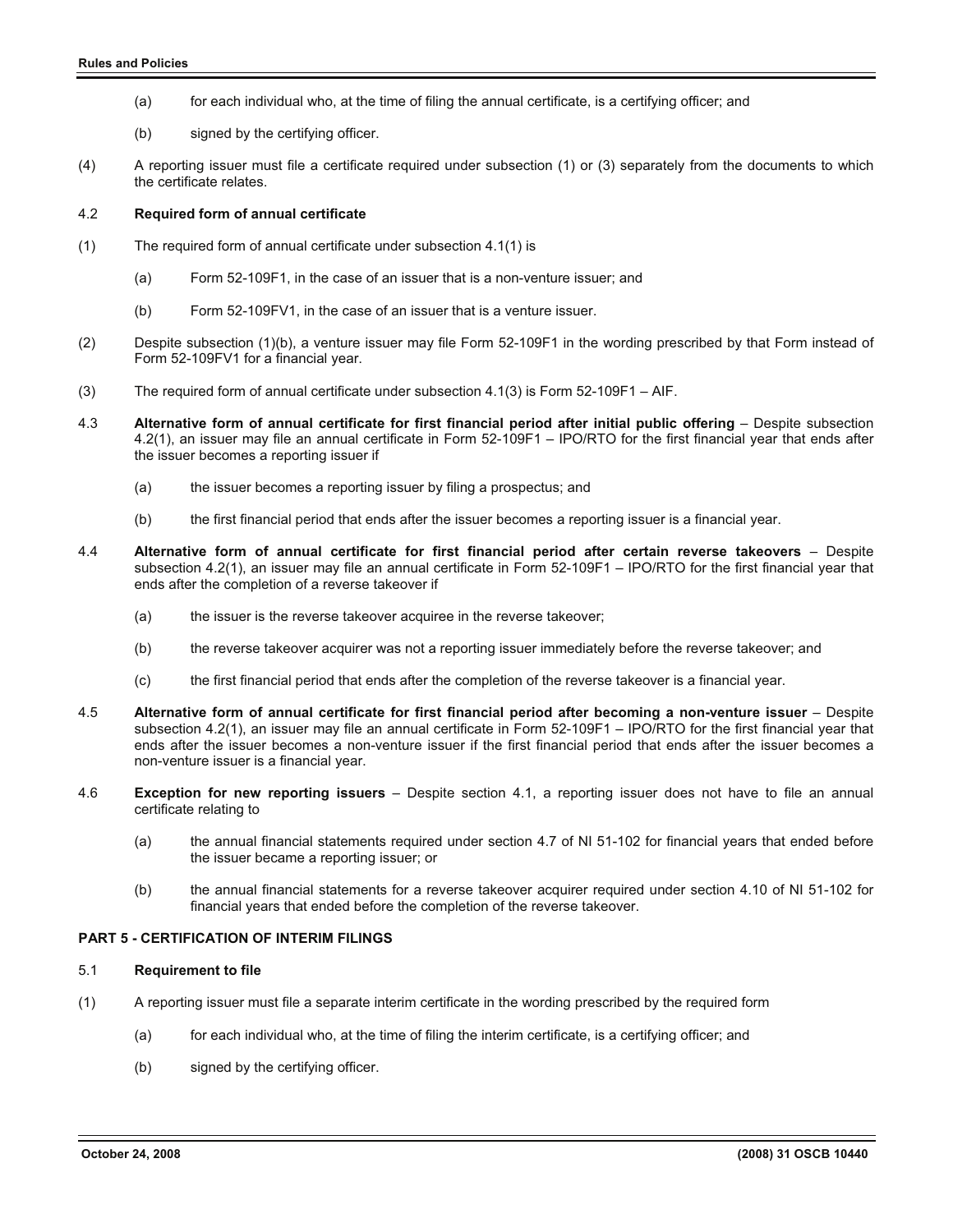(a) for each individual who, at the time of filing the annual certificate, is a certifying officer; and

(b) signed by the certifying officer.

(4) A reporting issuer must file a certificate required under subsection (1) or (3) separately from the documents to which the certificate relates.

4.2 **Required form of annual certificate**

(1) The required form of annual certificate under subsection 4.1(1) is

(a) Form 52-109F1, in the case of an issuer that is a non-venture issuer; and

(b) Form 52-109FV1, in the case of an issuer that is a venture issuer.

(2) Despite subsection (1)(b), a venture issuer may file Form 52-109F1 in the wording prescribed by that Form instead of Form 52-109FV1 for a financial year.

(3) The required form of annual certificate under subsection 4.1(3) is Form 52-109F1 – AIF.

4.3 **Alternative form of annual certificate for first financial period after initial public offering** – Despite subsection 4.2(1), an issuer may file an annual certificate in Form 52-109F1 – IPO/RTO for the first financial year that ends after the issuer becomes a reporting issuer if

(a) the issuer becomes a reporting issuer by filing a prospectus; and

(b) the first financial period that ends after the issuer becomes a reporting issuer is a financial year.

4.4 **Alternative form of annual certificate for first financial period after certain reverse takeovers** – Despite subsection 4.2(1), an issuer may file an annual certificate in Form 52-109F1 – IPO/RTO for the first financial year that ends after the completion of a reverse takeover if

(a) the issuer is the reverse takeover acquiree in the reverse takeover;

(b) the reverse takeover acquirer was not a reporting issuer immediately before the reverse takeover; and

(c) the first financial period that ends after the completion of the reverse takeover is a financial year.

4.5 **Alternative form of annual certificate for first financial period after becoming a non-venture issuer** – Despite subsection 4.2(1), an issuer may file an annual certificate in Form 52-109F1 – IPO/RTO for the first financial year that ends after the issuer becomes a non-venture issuer if the first financial period that ends after the issuer becomes a non-venture issuer is a financial year.

4.6 **Exception for new reporting issuers** – Despite section 4.1, a reporting issuer does not have to file an annual certificate relating to

(a) the annual financial statements required under section 4.7 of NI 51-102 for financial years that ended before the issuer became a reporting issuer; or

(b) the annual financial statements for a reverse takeover acquirer required under section 4.10 of NI 51-102 for financial years that ended before the completion of the reverse takeover.

## PART 5 - CERTIFICATION OF INTERIM FILINGS

5.1 **Requirement to file**

(1) A reporting issuer must file a separate interim certificate in the wording prescribed by the required form

(a) for each individual who, at the time of filing the interim certificate, is a certifying officer; and

(b) signed by the certifying officer.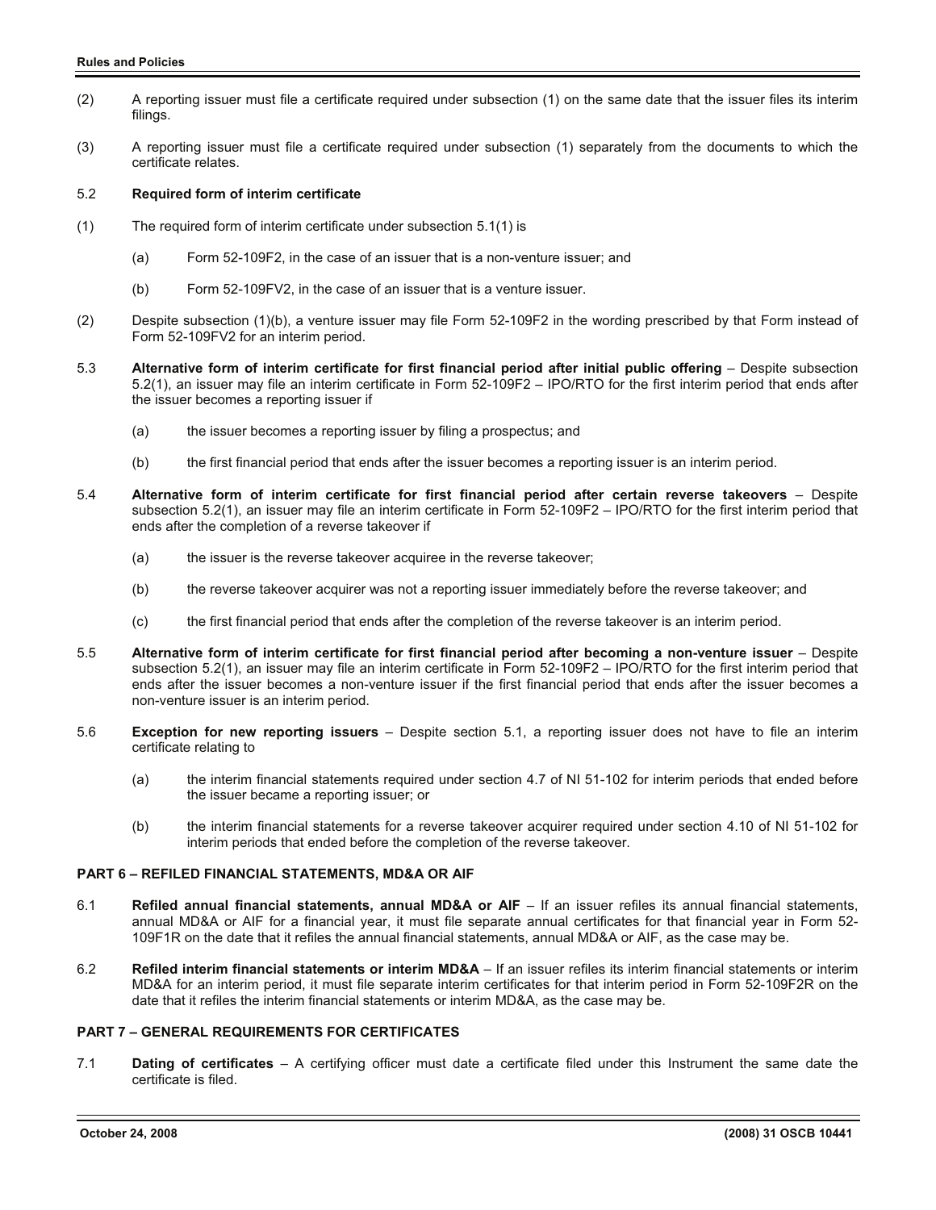(2) A reporting issuer must file a certificate required under subsection (1) on the same date that the issuer files its interim filings.

(3) A reporting issuer must file a certificate required under subsection (1) separately from the documents to which the certificate relates.

5.2 **Required form of interim certificate**

(1) The required form of interim certificate under subsection 5.1(1) is

  (a) Form 52-109F2, in the case of an issuer that is a non-venture issuer; and

  (b) Form 52-109FV2, in the case of an issuer that is a venture issuer.

(2) Despite subsection (1)(b), a venture issuer may file Form 52-109F2 in the wording prescribed by that Form instead of Form 52-109FV2 for an interim period.

5.3 **Alternative form of interim certificate for first financial period after initial public offering** – Despite subsection 5.2(1), an issuer may file an interim certificate in Form 52-109F2 – IPO/RTO for the first interim period that ends after the issuer becomes a reporting issuer if

  (a) the issuer becomes a reporting issuer by filing a prospectus; and

  (b) the first financial period that ends after the issuer becomes a reporting issuer is an interim period.

5.4 **Alternative form of interim certificate for first financial period after certain reverse takeovers** – Despite subsection 5.2(1), an issuer may file an interim certificate in Form 52-109F2 – IPO/RTO for the first interim period that ends after the completion of a reverse takeover if

  (a) the issuer is the reverse takeover acquiree in the reverse takeover;

  (b) the reverse takeover acquirer was not a reporting issuer immediately before the reverse takeover; and

  (c) the first financial period that ends after the completion of the reverse takeover is an interim period.

5.5 **Alternative form of interim certificate for first financial period after becoming a non-venture issuer** – Despite subsection 5.2(1), an issuer may file an interim certificate in Form 52-109F2 – IPO/RTO for the first interim period that ends after the issuer becomes a non-venture issuer if the first financial period that ends after the issuer becomes a non-venture issuer is an interim period.

5.6 **Exception for new reporting issuers** – Despite section 5.1, a reporting issuer does not have to file an interim certificate relating to

  (a) the interim financial statements required under section 4.7 of NI 51-102 for interim periods that ended before the issuer became a reporting issuer; or

  (b) the interim financial statements for a reverse takeover acquirer required under section 4.10 of NI 51-102 for interim periods that ended before the completion of the reverse takeover.

## PART 6 – REFILED FINANCIAL STATEMENTS, MD&A OR AIF

6.1 **Refiled annual financial statements, annual MD&A or AIF** – If an issuer refiles its annual financial statements, annual MD&A or AIF for a financial year, it must file separate annual certificates for that financial year in Form 52-109F1R on the date that it refiles the annual financial statements, annual MD&A or AIF, as the case may be.

6.2 **Refiled interim financial statements or interim MD&A** – If an issuer refiles its interim financial statements or interim MD&A for an interim period, it must file separate interim certificates for that interim period in Form 52-109F2R on the date that it refiles the interim financial statements or interim MD&A, as the case may be.

## PART 7 – GENERAL REQUIREMENTS FOR CERTIFICATES

7.1 **Dating of certificates** – A certifying officer must date a certificate filed under this Instrument the same date the certificate is filed.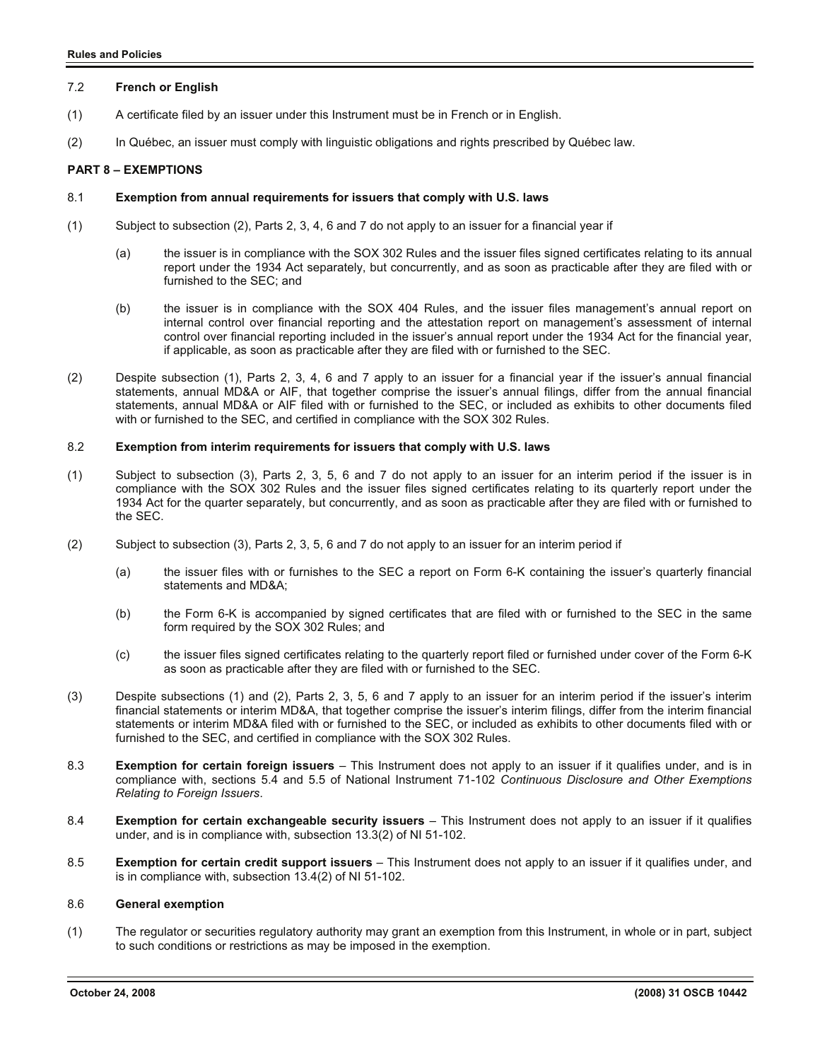7.2 **French or English**

(1) A certificate filed by an issuer under this Instrument must be in French or in English.

(2) In Québec, an issuer must comply with linguistic obligations and rights prescribed by Québec law.

## PART 8 – EXEMPTIONS

8.1 **Exemption from annual requirements for issuers that comply with U.S. laws**

(1) Subject to subsection (2), Parts 2, 3, 4, 6 and 7 do not apply to an issuer for a financial year if

(a) the issuer is in compliance with the SOX 302 Rules and the issuer files signed certificates relating to its annual report under the 1934 Act separately, but concurrently, and as soon as practicable after they are filed with or furnished to the SEC; and

(b) the issuer is in compliance with the SOX 404 Rules, and the issuer files management's annual report on internal control over financial reporting and the attestation report on management's assessment of internal control over financial reporting included in the issuer's annual report under the 1934 Act for the financial year, if applicable, as soon as practicable after they are filed with or furnished to the SEC.

(2) Despite subsection (1), Parts 2, 3, 4, 6 and 7 apply to an issuer for a financial year if the issuer's annual financial statements, annual MD&A or AIF, that together comprise the issuer's annual filings, differ from the annual financial statements, annual MD&A or AIF filed with or furnished to the SEC, or included as exhibits to other documents filed with or furnished to the SEC, and certified in compliance with the SOX 302 Rules.

8.2 **Exemption from interim requirements for issuers that comply with U.S. laws**

(1) Subject to subsection (3), Parts 2, 3, 5, 6 and 7 do not apply to an issuer for an interim period if the issuer is in compliance with the SOX 302 Rules and the issuer files signed certificates relating to its quarterly report under the 1934 Act for the quarter separately, but concurrently, and as soon as practicable after they are filed with or furnished to the SEC.

(2) Subject to subsection (3), Parts 2, 3, 5, 6 and 7 do not apply to an issuer for an interim period if

(a) the issuer files with or furnishes to the SEC a report on Form 6-K containing the issuer's quarterly financial statements and MD&A;

(b) the Form 6-K is accompanied by signed certificates that are filed with or furnished to the SEC in the same form required by the SOX 302 Rules; and

(c) the issuer files signed certificates relating to the quarterly report filed or furnished under cover of the Form 6-K as soon as practicable after they are filed with or furnished to the SEC.

(3) Despite subsections (1) and (2), Parts 2, 3, 5, 6 and 7 apply to an issuer for an interim period if the issuer's interim financial statements or interim MD&A, that together comprise the issuer's interim filings, differ from the interim financial statements or interim MD&A filed with or furnished to the SEC, or included as exhibits to other documents filed with or furnished to the SEC, and certified in compliance with the SOX 302 Rules.

8.3 **Exemption for certain foreign issuers** – This Instrument does not apply to an issuer if it qualifies under, and is in compliance with, sections 5.4 and 5.5 of National Instrument 71-102 *Continuous Disclosure and Other Exemptions Relating to Foreign Issuers*.

8.4 **Exemption for certain exchangeable security issuers** – This Instrument does not apply to an issuer if it qualifies under, and is in compliance with, subsection 13.3(2) of NI 51-102.

8.5 **Exemption for certain credit support issuers** – This Instrument does not apply to an issuer if it qualifies under, and is in compliance with, subsection 13.4(2) of NI 51-102.

8.6 **General exemption**

(1) The regulator or securities regulatory authority may grant an exemption from this Instrument, in whole or in part, subject to such conditions or restrictions as may be imposed in the exemption.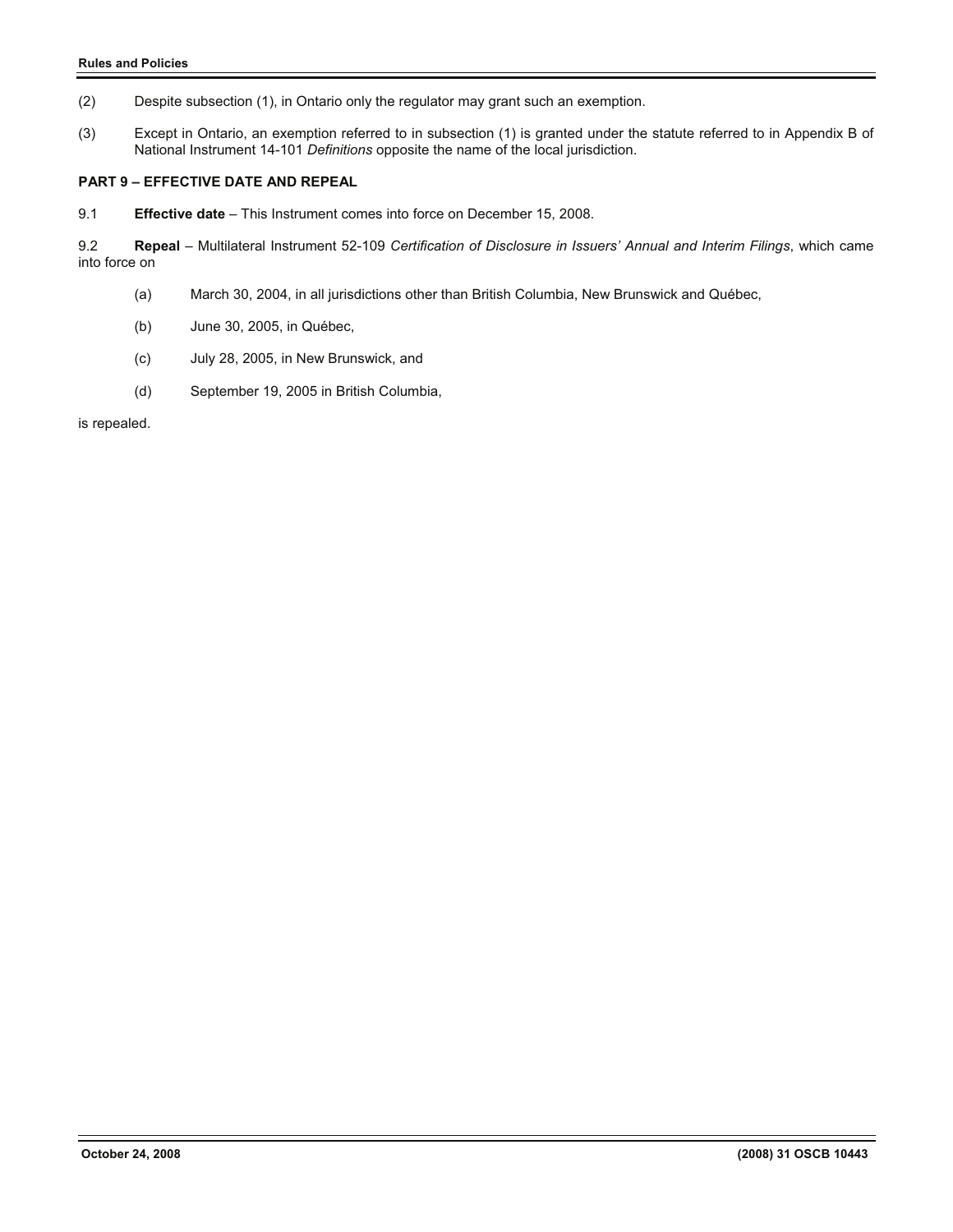(2) Despite subsection (1), in Ontario only the regulator may grant such an exemption.

(3) Except in Ontario, an exemption referred to in subsection (1) is granted under the statute referred to in Appendix B of National Instrument 14-101 *Definitions* opposite the name of the local jurisdiction.

**PART 9 – EFFECTIVE DATE AND REPEAL**

9.1 **Effective date** – This Instrument comes into force on December 15, 2008.

9.2 **Repeal** – Multilateral Instrument 52-109 *Certification of Disclosure in Issuers' Annual and Interim Filings*, which came into force on

(a) March 30, 2004, in all jurisdictions other than British Columbia, New Brunswick and Québec,

(b) June 30, 2005, in Québec,

(c) July 28, 2005, in New Brunswick, and

(d) September 19, 2005 in British Columbia,

is repealed.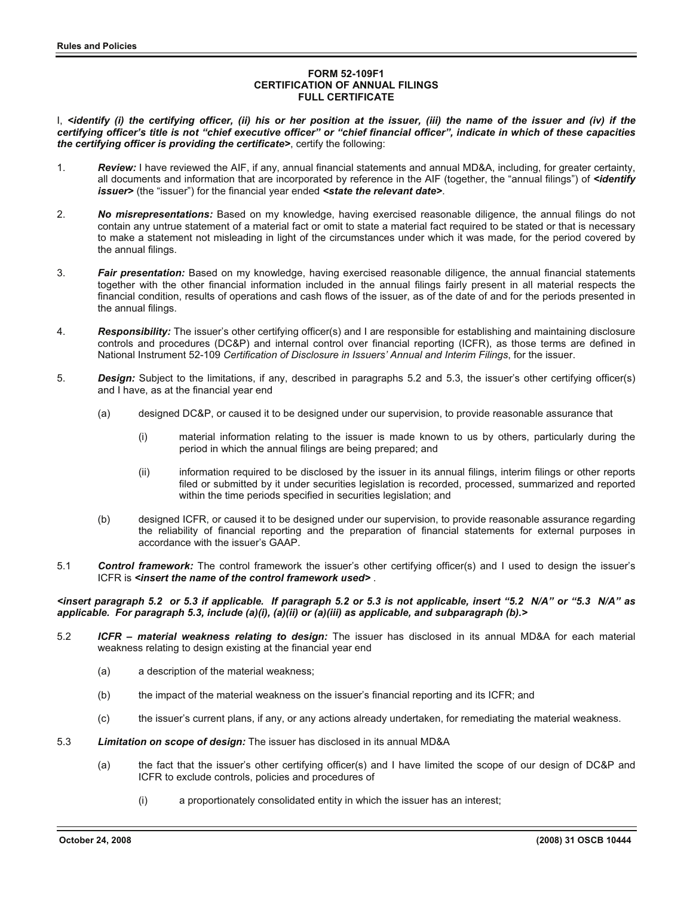**FORM 52-109F1**
**CERTIFICATION OF ANNUAL FILINGS**
**FULL CERTIFICATE**

I, ***<identify (i) the certifying officer, (ii) his or her position at the issuer, (iii) the name of the issuer and (iv) if the certifying officer's title is not "chief executive officer" or "chief financial officer", indicate in which of these capacities the certifying officer is providing the certificate>***, certify the following:

1. ***Review:*** I have reviewed the AIF, if any, annual financial statements and annual MD&A, including, for greater certainty, all documents and information that are incorporated by reference in the AIF (together, the "annual filings") of ***<identify issuer>*** (the "issuer") for the financial year ended ***<state the relevant date>***.

2. ***No misrepresentations:*** Based on my knowledge, having exercised reasonable diligence, the annual filings do not contain any untrue statement of a material fact or omit to state a material fact required to be stated or that is necessary to make a statement not misleading in light of the circumstances under which it was made, for the period covered by the annual filings.

3. ***Fair presentation:*** Based on my knowledge, having exercised reasonable diligence, the annual financial statements together with the other financial information included in the annual filings fairly present in all material respects the financial condition, results of operations and cash flows of the issuer, as of the date of and for the periods presented in the annual filings.

4. ***Responsibility:*** The issuer's other certifying officer(s) and I are responsible for establishing and maintaining disclosure controls and procedures (DC&P) and internal control over financial reporting (ICFR), as those terms are defined in National Instrument 52-109 *Certification of Disclosure in Issuers' Annual and Interim Filings*, for the issuer.

5. ***Design:*** Subject to the limitations, if any, described in paragraphs 5.2 and 5.3, the issuer's other certifying officer(s) and I have, as at the financial year end

   (a) designed DC&P, or caused it to be designed under our supervision, to provide reasonable assurance that

      (i) material information relating to the issuer is made known to us by others, particularly during the period in which the annual filings are being prepared; and

      (ii) information required to be disclosed by the issuer in its annual filings, interim filings or other reports filed or submitted by it under securities legislation is recorded, processed, summarized and reported within the time periods specified in securities legislation; and

   (b) designed ICFR, or caused it to be designed under our supervision, to provide reasonable assurance regarding the reliability of financial reporting and the preparation of financial statements for external purposes in accordance with the issuer's GAAP.

5.1 ***Control framework:*** The control framework the issuer's other certifying officer(s) and I used to design the issuer's ICFR is ***<insert the name of the control framework used>*** .

***<insert paragraph 5.2 or 5.3 if applicable. If paragraph 5.2 or 5.3 is not applicable, insert "5.2 N/A" or "5.3 N/A" as applicable. For paragraph 5.3, include (a)(i), (a)(ii) or (a)(iii) as applicable, and subparagraph (b).>***

5.2 ***ICFR – material weakness relating to design:*** The issuer has disclosed in its annual MD&A for each material weakness relating to design existing at the financial year end

   (a) a description of the material weakness;

   (b) the impact of the material weakness on the issuer's financial reporting and its ICFR; and

   (c) the issuer's current plans, if any, or any actions already undertaken, for remediating the material weakness.

5.3 ***Limitation on scope of design:*** The issuer has disclosed in its annual MD&A

   (a) the fact that the issuer's other certifying officer(s) and I have limited the scope of our design of DC&P and ICFR to exclude controls, policies and procedures of

      (i) a proportionately consolidated entity in which the issuer has an interest;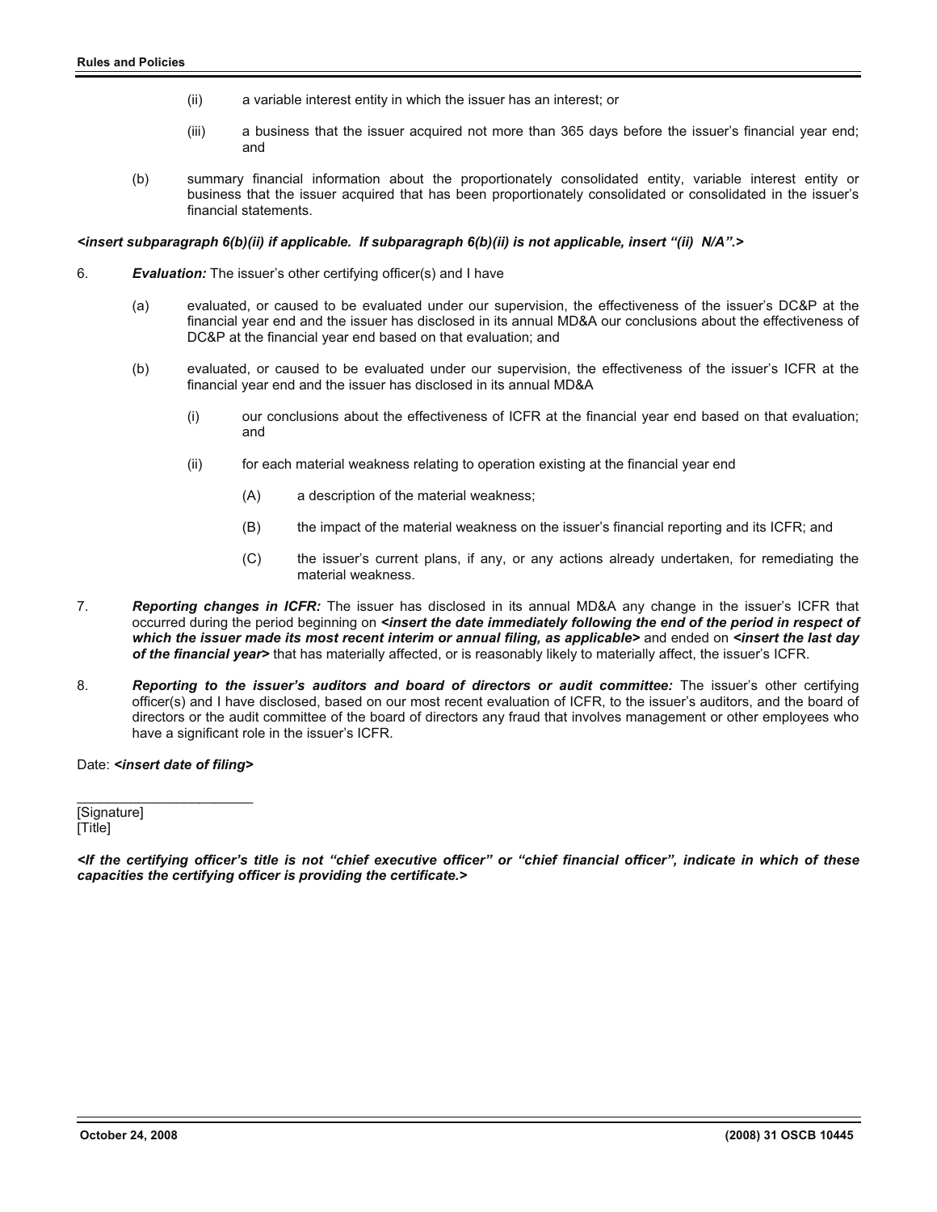(ii) a variable interest entity in which the issuer has an interest; or

(iii) a business that the issuer acquired not more than 365 days before the issuer's financial year end; and

(b) summary financial information about the proportionately consolidated entity, variable interest entity or business that the issuer acquired that has been proportionately consolidated or consolidated in the issuer's financial statements.

***<insert subparagraph 6(b)(ii) if applicable. If subparagraph 6(b)(ii) is not applicable, insert "(ii) N/A".>***

6. ***Evaluation:*** The issuer's other certifying officer(s) and I have

(a) evaluated, or caused to be evaluated under our supervision, the effectiveness of the issuer's DC&P at the financial year end and the issuer has disclosed in its annual MD&A our conclusions about the effectiveness of DC&P at the financial year end based on that evaluation; and

(b) evaluated, or caused to be evaluated under our supervision, the effectiveness of the issuer's ICFR at the financial year end and the issuer has disclosed in its annual MD&A

(i) our conclusions about the effectiveness of ICFR at the financial year end based on that evaluation; and

(ii) for each material weakness relating to operation existing at the financial year end

(A) a description of the material weakness;

(B) the impact of the material weakness on the issuer's financial reporting and its ICFR; and

(C) the issuer's current plans, if any, or any actions already undertaken, for remediating the material weakness.

7. ***Reporting changes in ICFR:*** The issuer has disclosed in its annual MD&A any change in the issuer's ICFR that occurred during the period beginning on ***<insert the date immediately following the end of the period in respect of which the issuer made its most recent interim or annual filing, as applicable>*** and ended on ***<insert the last day of the financial year>*** that has materially affected, or is reasonably likely to materially affect, the issuer's ICFR.

8. ***Reporting to the issuer's auditors and board of directors or audit committee:*** The issuer's other certifying officer(s) and I have disclosed, based on our most recent evaluation of ICFR, to the issuer's auditors, and the board of directors or the audit committee of the board of directors any fraud that involves management or other employees who have a significant role in the issuer's ICFR.

Date: ***<insert date of filing>***

_______________________
[Signature]
[Title]

***<If the certifying officer's title is not "chief executive officer" or "chief financial officer", indicate in which of these capacities the certifying officer is providing the certificate.>***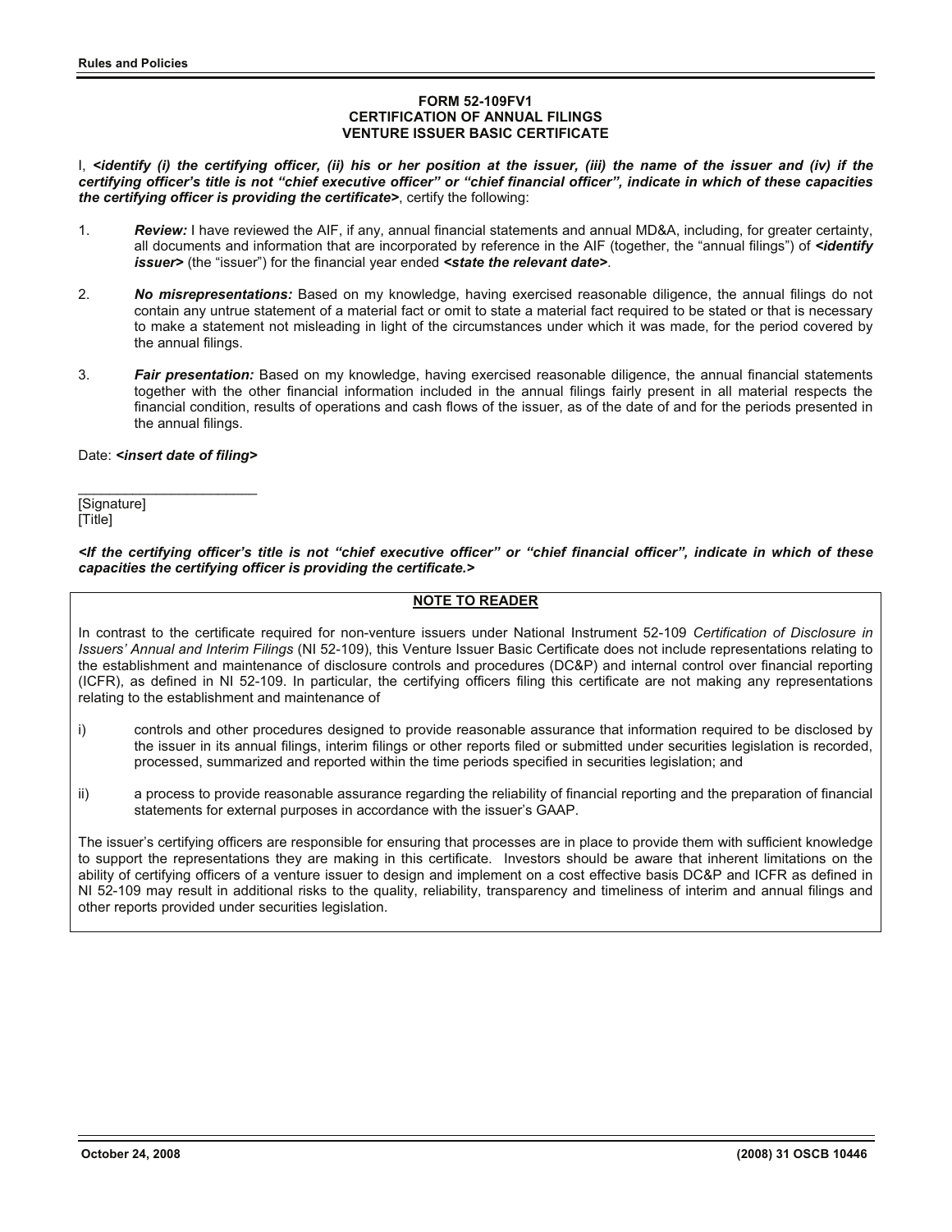# FORM 52-109FV1
# CERTIFICATION OF ANNUAL FILINGS
# VENTURE ISSUER BASIC CERTIFICATE

I, ***<identify (i) the certifying officer, (ii) his or her position at the issuer, (iii) the name of the issuer and (iv) if the certifying officer's title is not "chief executive officer" or "chief financial officer", indicate in which of these capacities the certifying officer is providing the certificate>***, certify the following:

1. ***Review:*** I have reviewed the AIF, if any, annual financial statements and annual MD&A, including, for greater certainty, all documents and information that are incorporated by reference in the AIF (together, the "annual filings") of ***<identify issuer>*** (the "issuer") for the financial year ended ***<state the relevant date>***.

2. ***No misrepresentations:*** Based on my knowledge, having exercised reasonable diligence, the annual filings do not contain any untrue statement of a material fact or omit to state a material fact required to be stated or that is necessary to make a statement not misleading in light of the circumstances under which it was made, for the period covered by the annual filings.

3. ***Fair presentation:*** Based on my knowledge, having exercised reasonable diligence, the annual financial statements together with the other financial information included in the annual filings fairly present in all material respects the financial condition, results of operations and cash flows of the issuer, as of the date of and for the periods presented in the annual filings.

Date: ***<insert date of filing>***

_______________________
[Signature]
[Title]

***<If the certifying officer's title is not "chief executive officer" or "chief financial officer", indicate in which of these capacities the certifying officer is providing the certificate.>***

**NOTE TO READER**

In contrast to the certificate required for non-venture issuers under National Instrument 52-109 *Certification of Disclosure in Issuers' Annual and Interim Filings* (NI 52-109), this Venture Issuer Basic Certificate does not include representations relating to the establishment and maintenance of disclosure controls and procedures (DC&P) and internal control over financial reporting (ICFR), as defined in NI 52-109. In particular, the certifying officers filing this certificate are not making any representations relating to the establishment and maintenance of

i) controls and other procedures designed to provide reasonable assurance that information required to be disclosed by the issuer in its annual filings, interim filings or other reports filed or submitted under securities legislation is recorded, processed, summarized and reported within the time periods specified in securities legislation; and

ii) a process to provide reasonable assurance regarding the reliability of financial reporting and the preparation of financial statements for external purposes in accordance with the issuer's GAAP.

The issuer's certifying officers are responsible for ensuring that processes are in place to provide them with sufficient knowledge to support the representations they are making in this certificate. Investors should be aware that inherent limitations on the ability of certifying officers of a venture issuer to design and implement on a cost effective basis DC&P and ICFR as defined in NI 52-109 may result in additional risks to the quality, reliability, transparency and timeliness of interim and annual filings and other reports provided under securities legislation.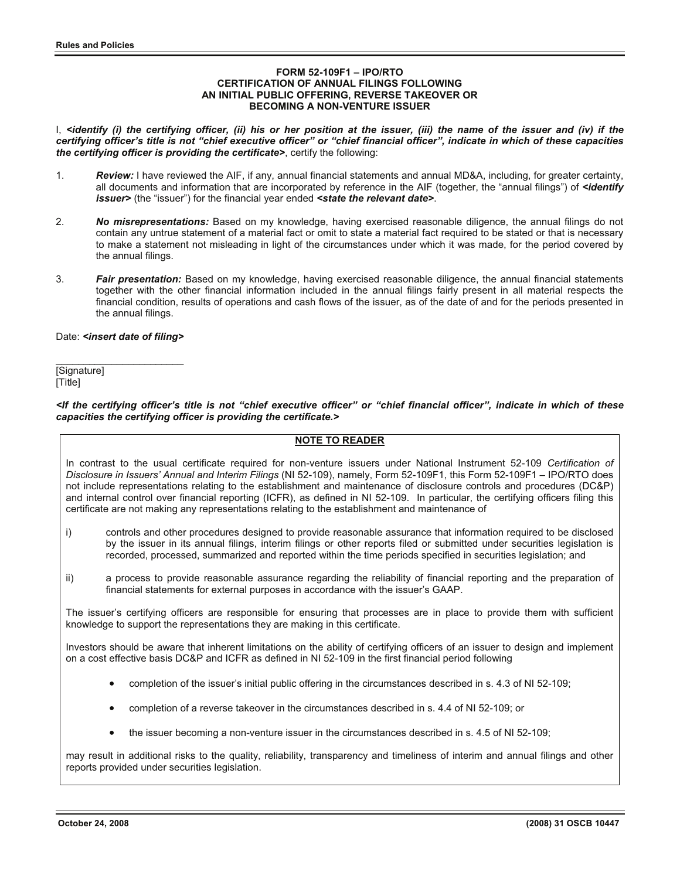## FORM 52-109F1 – IPO/RTO
## CERTIFICATION OF ANNUAL FILINGS FOLLOWING AN INITIAL PUBLIC OFFERING, REVERSE TAKEOVER OR BECOMING A NON-VENTURE ISSUER

I, ***<identify (i) the certifying officer, (ii) his or her position at the issuer, (iii) the name of the issuer and (iv) if the certifying officer's title is not "chief executive officer" or "chief financial officer", indicate in which of these capacities the certifying officer is providing the certificate>***, certify the following:

1. ***Review:*** I have reviewed the AIF, if any, annual financial statements and annual MD&A, including, for greater certainty, all documents and information that are incorporated by reference in the AIF (together, the "annual filings") of ***<identify issuer>*** (the "issuer") for the financial year ended ***<state the relevant date>***.

2. ***No misrepresentations:*** Based on my knowledge, having exercised reasonable diligence, the annual filings do not contain any untrue statement of a material fact or omit to state a material fact required to be stated or that is necessary to make a statement not misleading in light of the circumstances under which it was made, for the period covered by the annual filings.

3. ***Fair presentation:*** Based on my knowledge, having exercised reasonable diligence, the annual financial statements together with the other financial information included in the annual filings fairly present in all material respects the financial condition, results of operations and cash flows of the issuer, as of the date of and for the periods presented in the annual filings.

Date: ***<insert date of filing>***

_______________________
[Signature]
[Title]

***<If the certifying officer's title is not "chief executive officer" or "chief financial officer", indicate in which of these capacities the certifying officer is providing the certificate.>***

**NOTE TO READER**

In contrast to the usual certificate required for non-venture issuers under National Instrument 52-109 *Certification of Disclosure in Issuers' Annual and Interim Filings* (NI 52-109), namely, Form 52-109F1, this Form 52-109F1 – IPO/RTO does not include representations relating to the establishment and maintenance of disclosure controls and procedures (DC&P) and internal control over financial reporting (ICFR), as defined in NI 52-109. In particular, the certifying officers filing this certificate are not making any representations relating to the establishment and maintenance of

i) controls and other procedures designed to provide reasonable assurance that information required to be disclosed by the issuer in its annual filings, interim filings or other reports filed or submitted under securities legislation is recorded, processed, summarized and reported within the time periods specified in securities legislation; and

ii) a process to provide reasonable assurance regarding the reliability of financial reporting and the preparation of financial statements for external purposes in accordance with the issuer's GAAP.

The issuer's certifying officers are responsible for ensuring that processes are in place to provide them with sufficient knowledge to support the representations they are making in this certificate.

Investors should be aware that inherent limitations on the ability of certifying officers of an issuer to design and implement on a cost effective basis DC&P and ICFR as defined in NI 52-109 in the first financial period following

- completion of the issuer's initial public offering in the circumstances described in s. 4.3 of NI 52-109;
- completion of a reverse takeover in the circumstances described in s. 4.4 of NI 52-109; or
- the issuer becoming a non-venture issuer in the circumstances described in s. 4.5 of NI 52-109;

may result in additional risks to the quality, reliability, transparency and timeliness of interim and annual filings and other reports provided under securities legislation.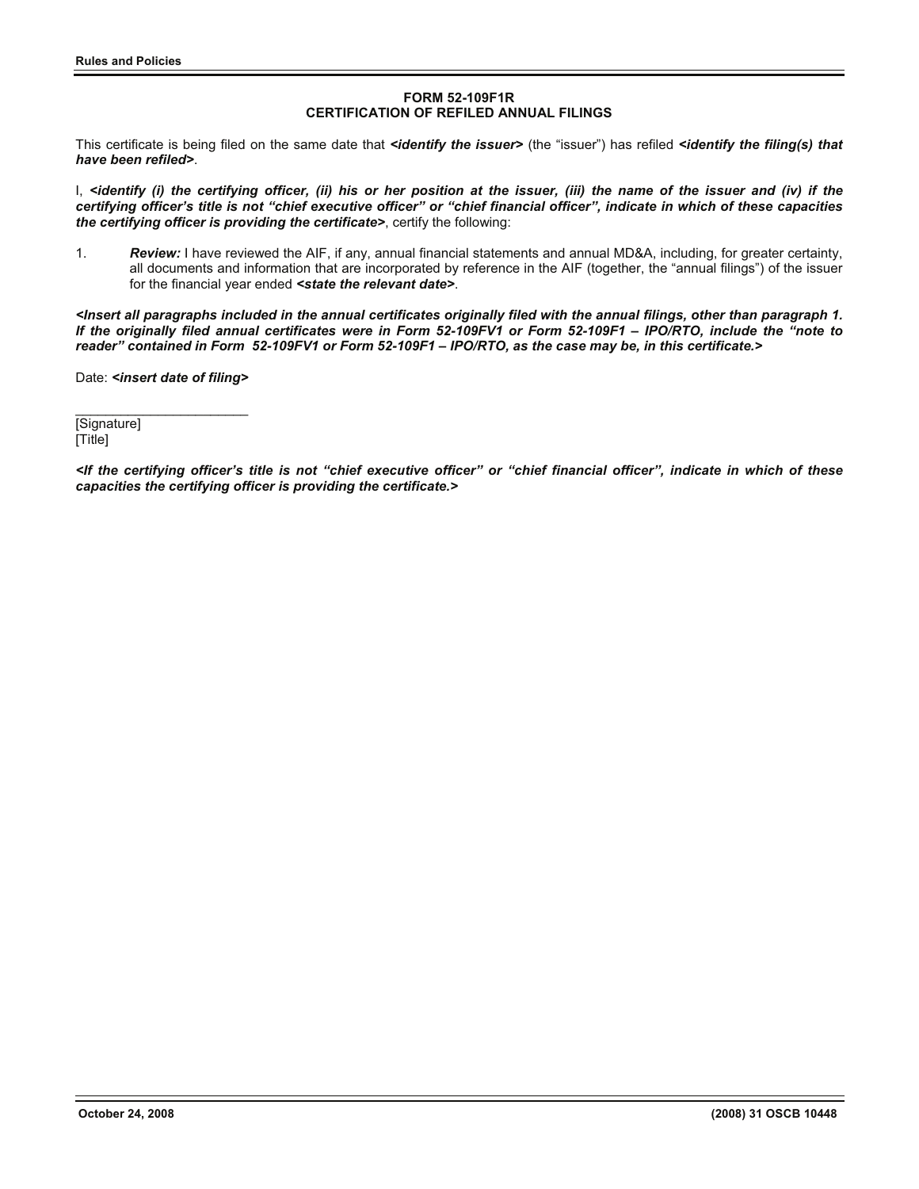## FORM 52-109F1R
## CERTIFICATION OF REFILED ANNUAL FILINGS

This certificate is being filed on the same date that ***<identify the issuer>*** (the "issuer") has refiled ***<identify the filing(s) that have been refiled>***.

I, ***<identify (i) the certifying officer, (ii) his or her position at the issuer, (iii) the name of the issuer and (iv) if the certifying officer's title is not "chief executive officer" or "chief financial officer", indicate in which of these capacities the certifying officer is providing the certificate>***, certify the following:

1. ***Review:*** I have reviewed the AIF, if any, annual financial statements and annual MD&A, including, for greater certainty, all documents and information that are incorporated by reference in the AIF (together, the "annual filings") of the issuer for the financial year ended ***<state the relevant date>***.

***<Insert all paragraphs included in the annual certificates originally filed with the annual filings, other than paragraph 1. If the originally filed annual certificates were in Form 52-109FV1 or Form 52-109F1 – IPO/RTO, include the "note to reader" contained in Form 52-109FV1 or Form 52-109F1 – IPO/RTO, as the case may be, in this certificate.>***

Date: ***<insert date of filing>***

_______________________
[Signature]
[Title]

***<If the certifying officer's title is not "chief executive officer" or "chief financial officer", indicate in which of these capacities the certifying officer is providing the certificate.>***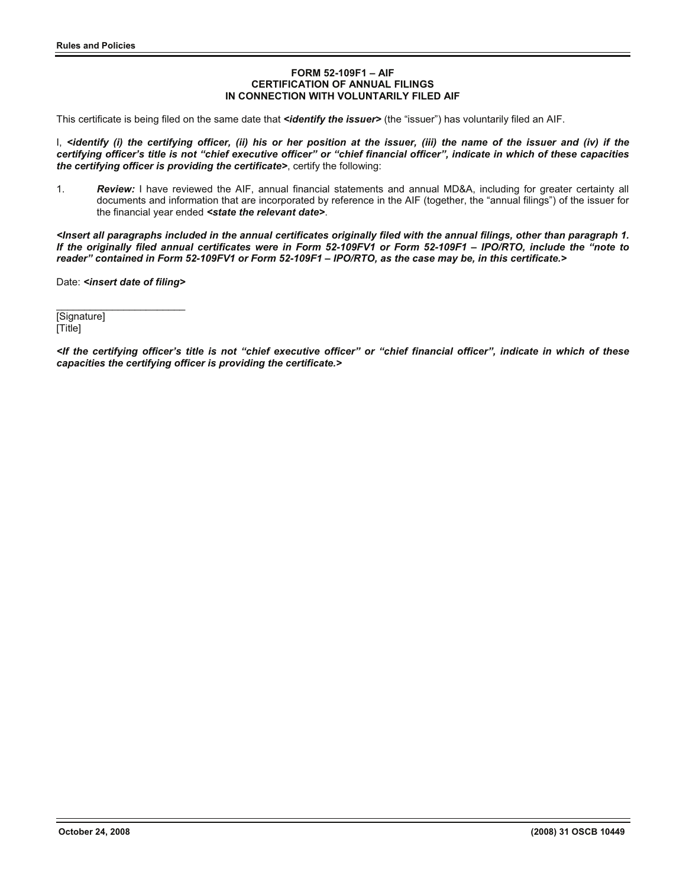**FORM 52-109F1 – AIF**
**CERTIFICATION OF ANNUAL FILINGS**
**IN CONNECTION WITH VOLUNTARILY FILED AIF**

This certificate is being filed on the same date that ***<identify the issuer>*** (the "issuer") has voluntarily filed an AIF.

I, ***<identify (i) the certifying officer, (ii) his or her position at the issuer, (iii) the name of the issuer and (iv) if the certifying officer's title is not "chief executive officer" or "chief financial officer", indicate in which of these capacities the certifying officer is providing the certificate>***, certify the following:

1. ***Review:*** I have reviewed the AIF, annual financial statements and annual MD&A, including for greater certainty all documents and information that are incorporated by reference in the AIF (together, the "annual filings") of the issuer for the financial year ended ***<state the relevant date>***.

***<Insert all paragraphs included in the annual certificates originally filed with the annual filings, other than paragraph 1. If the originally filed annual certificates were in Form 52-109FV1 or Form 52-109F1 – IPO/RTO, include the "note to reader" contained in Form 52-109FV1 or Form 52-109F1 – IPO/RTO, as the case may be, in this certificate.>***

Date: ***<insert date of filing>***

_______________________
[Signature]
[Title]

***<If the certifying officer's title is not "chief executive officer" or "chief financial officer", indicate in which of these capacities the certifying officer is providing the certificate.>***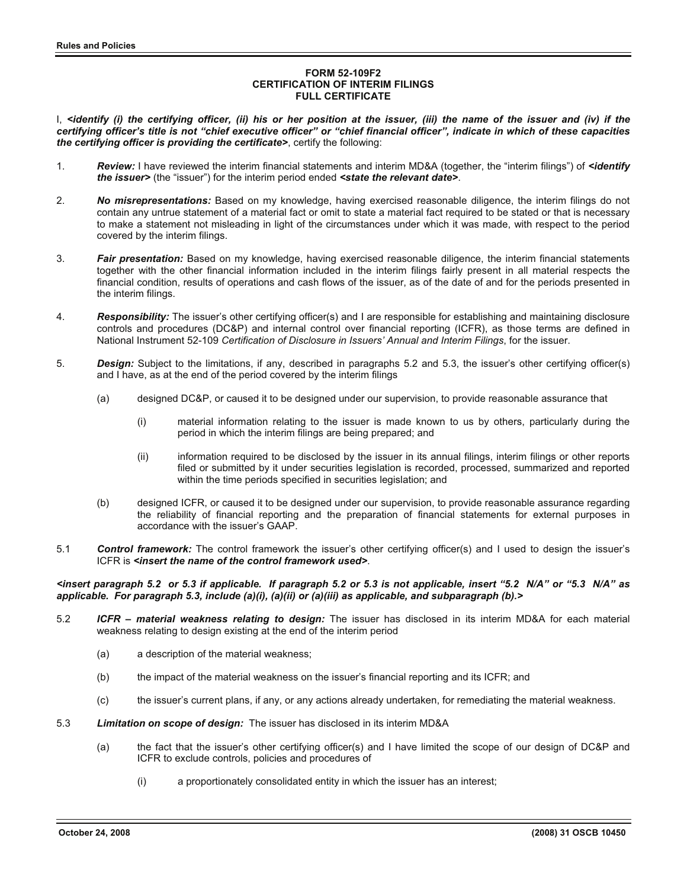**FORM 52-109F2**
**CERTIFICATION OF INTERIM FILINGS**
**FULL CERTIFICATE**

I, ***<identify (i) the certifying officer, (ii) his or her position at the issuer, (iii) the name of the issuer and (iv) if the certifying officer's title is not "chief executive officer" or "chief financial officer", indicate in which of these capacities the certifying officer is providing the certificate>***, certify the following:

1. ***Review:*** I have reviewed the interim financial statements and interim MD&A (together, the "interim filings") of ***<identify the issuer>*** (the "issuer") for the interim period ended ***<state the relevant date>***.

2. ***No misrepresentations:*** Based on my knowledge, having exercised reasonable diligence, the interim filings do not contain any untrue statement of a material fact or omit to state a material fact required to be stated or that is necessary to make a statement not misleading in light of the circumstances under which it was made, with respect to the period covered by the interim filings.

3. ***Fair presentation:*** Based on my knowledge, having exercised reasonable diligence, the interim financial statements together with the other financial information included in the interim filings fairly present in all material respects the financial condition, results of operations and cash flows of the issuer, as of the date of and for the periods presented in the interim filings.

4. ***Responsibility:*** The issuer's other certifying officer(s) and I are responsible for establishing and maintaining disclosure controls and procedures (DC&P) and internal control over financial reporting (ICFR), as those terms are defined in National Instrument 52-109 *Certification of Disclosure in Issuers' Annual and Interim Filings*, for the issuer.

5. ***Design:*** Subject to the limitations, if any, described in paragraphs 5.2 and 5.3, the issuer's other certifying officer(s) and I have, as at the end of the period covered by the interim filings

   (a) designed DC&P, or caused it to be designed under our supervision, to provide reasonable assurance that

      (i) material information relating to the issuer is made known to us by others, particularly during the period in which the interim filings are being prepared; and

      (ii) information required to be disclosed by the issuer in its annual filings, interim filings or other reports filed or submitted by it under securities legislation is recorded, processed, summarized and reported within the time periods specified in securities legislation; and

   (b) designed ICFR, or caused it to be designed under our supervision, to provide reasonable assurance regarding the reliability of financial reporting and the preparation of financial statements for external purposes in accordance with the issuer's GAAP.

5.1 ***Control framework:*** The control framework the issuer's other certifying officer(s) and I used to design the issuer's ICFR is ***<insert the name of the control framework used>***.

***<insert paragraph 5.2 or 5.3 if applicable. If paragraph 5.2 or 5.3 is not applicable, insert "5.2 N/A" or "5.3 N/A" as applicable. For paragraph 5.3, include (a)(i), (a)(ii) or (a)(iii) as applicable, and subparagraph (b).>***

5.2 ***ICFR – material weakness relating to design:*** The issuer has disclosed in its interim MD&A for each material weakness relating to design existing at the end of the interim period

   (a) a description of the material weakness;

   (b) the impact of the material weakness on the issuer's financial reporting and its ICFR; and

   (c) the issuer's current plans, if any, or any actions already undertaken, for remediating the material weakness.

5.3 ***Limitation on scope of design:*** The issuer has disclosed in its interim MD&A

   (a) the fact that the issuer's other certifying officer(s) and I have limited the scope of our design of DC&P and ICFR to exclude controls, policies and procedures of

      (i) a proportionately consolidated entity in which the issuer has an interest;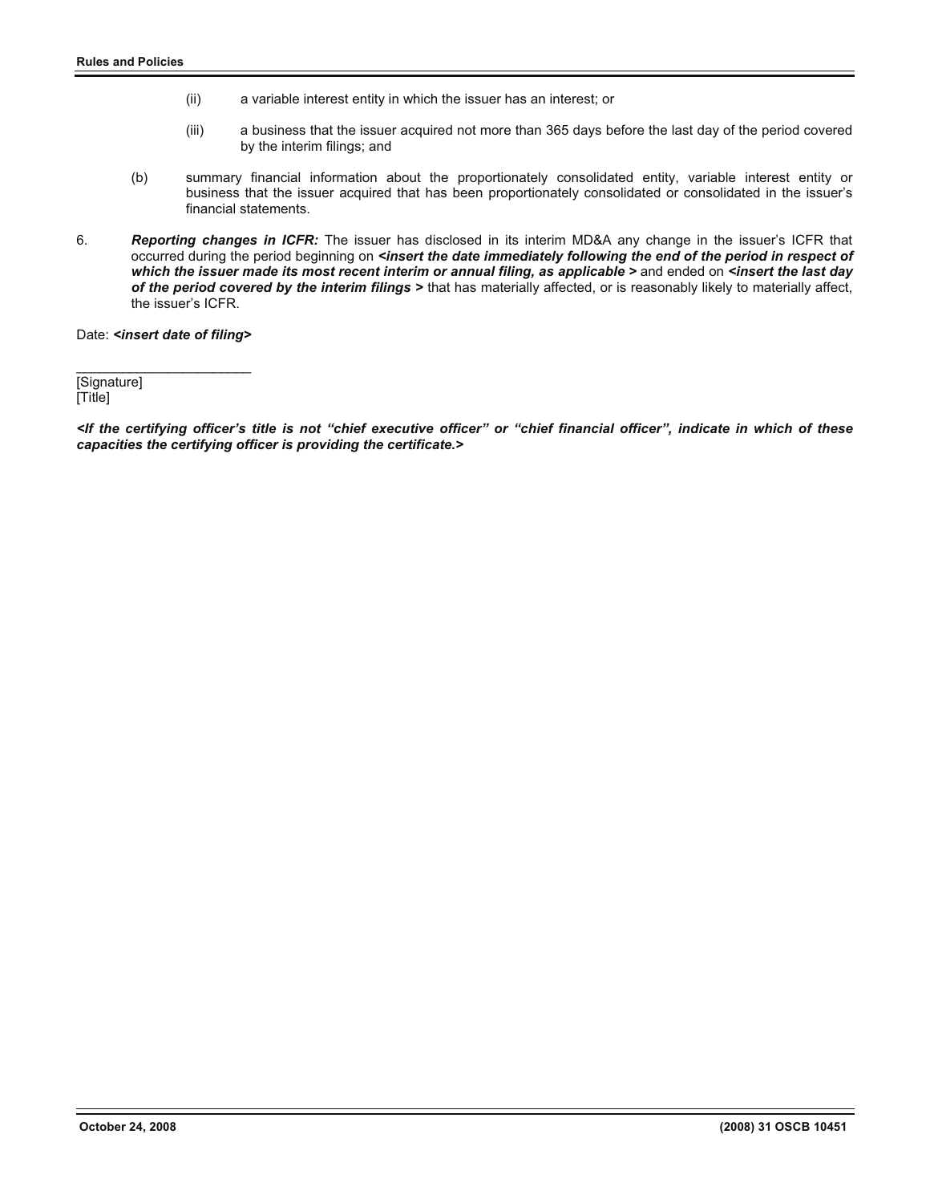(ii) a variable interest entity in which the issuer has an interest; or

(iii) a business that the issuer acquired not more than 365 days before the last day of the period covered by the interim filings; and

(b) summary financial information about the proportionately consolidated entity, variable interest entity or business that the issuer acquired that has been proportionately consolidated or consolidated in the issuer's financial statements.

6. ***Reporting changes in ICFR:*** The issuer has disclosed in its interim MD&A any change in the issuer's ICFR that occurred during the period beginning on ***<insert the date immediately following the end of the period in respect of which the issuer made its most recent interim or annual filing, as applicable >*** and ended on ***<insert the last day of the period covered by the interim filings >*** that has materially affected, or is reasonably likely to materially affect, the issuer's ICFR.

Date: ***<insert date of filing>***

_______________________
[Signature]
[Title]

***<If the certifying officer's title is not "chief executive officer" or "chief financial officer", indicate in which of these capacities the certifying officer is providing the certificate.>***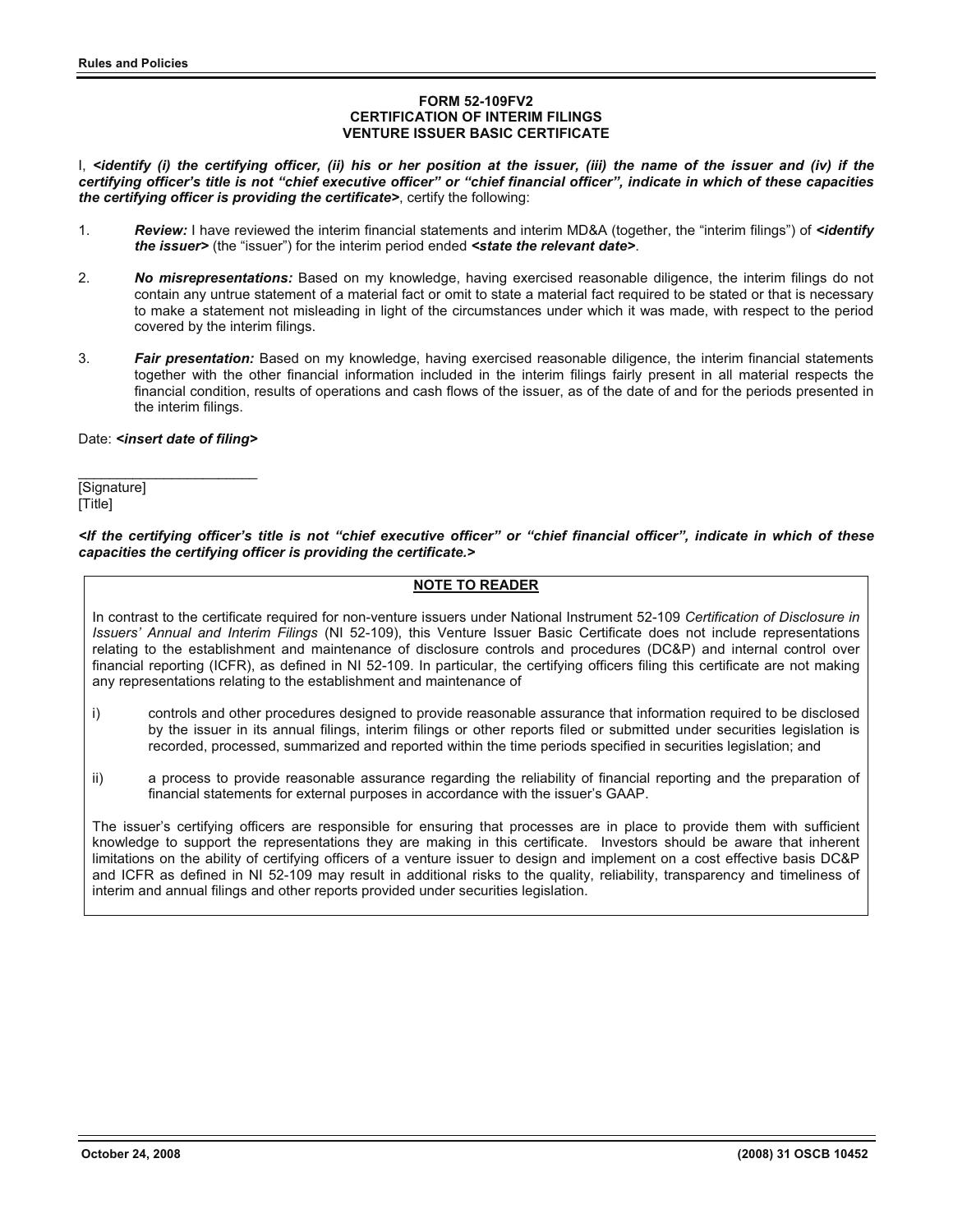# FORM 52-109FV2
## CERTIFICATION OF INTERIM FILINGS
## VENTURE ISSUER BASIC CERTIFICATE

I, ***<identify (i) the certifying officer, (ii) his or her position at the issuer, (iii) the name of the issuer and (iv) if the certifying officer's title is not "chief executive officer" or "chief financial officer", indicate in which of these capacities the certifying officer is providing the certificate>***, certify the following:

1. ***Review:*** I have reviewed the interim financial statements and interim MD&A (together, the "interim filings") of ***<identify the issuer>*** (the "issuer") for the interim period ended ***<state the relevant date>***.

2. ***No misrepresentations:*** Based on my knowledge, having exercised reasonable diligence, the interim filings do not contain any untrue statement of a material fact or omit to state a material fact required to be stated or that is necessary to make a statement not misleading in light of the circumstances under which it was made, with respect to the period covered by the interim filings.

3. ***Fair presentation:*** Based on my knowledge, having exercised reasonable diligence, the interim financial statements together with the other financial information included in the interim filings fairly present in all material respects the financial condition, results of operations and cash flows of the issuer, as of the date of and for the periods presented in the interim filings.

Date: ***<insert date of filing>***

_______________________
[Signature]
[Title]

***<If the certifying officer's title is not "chief executive officer" or "chief financial officer", indicate in which of these capacities the certifying officer is providing the certificate.>***

**NOTE TO READER**

In contrast to the certificate required for non-venture issuers under National Instrument 52-109 *Certification of Disclosure in Issuers' Annual and Interim Filings* (NI 52-109), this Venture Issuer Basic Certificate does not include representations relating to the establishment and maintenance of disclosure controls and procedures (DC&P) and internal control over financial reporting (ICFR), as defined in NI 52-109. In particular, the certifying officers filing this certificate are not making any representations relating to the establishment and maintenance of

i) controls and other procedures designed to provide reasonable assurance that information required to be disclosed by the issuer in its annual filings, interim filings or other reports filed or submitted under securities legislation is recorded, processed, summarized and reported within the time periods specified in securities legislation; and

ii) a process to provide reasonable assurance regarding the reliability of financial reporting and the preparation of financial statements for external purposes in accordance with the issuer's GAAP.

The issuer's certifying officers are responsible for ensuring that processes are in place to provide them with sufficient knowledge to support the representations they are making in this certificate. Investors should be aware that inherent limitations on the ability of certifying officers of a venture issuer to design and implement on a cost effective basis DC&P and ICFR as defined in NI 52-109 may result in additional risks to the quality, reliability, transparency and timeliness of interim and annual filings and other reports provided under securities legislation.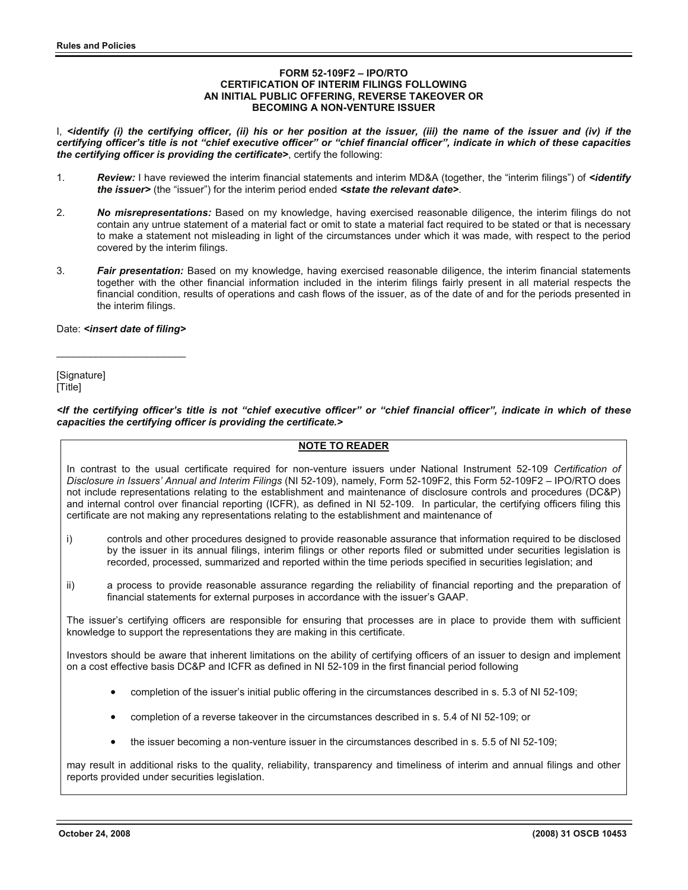**FORM 52-109F2 – IPO/RTO**
**CERTIFICATION OF INTERIM FILINGS FOLLOWING**
**AN INITIAL PUBLIC OFFERING, REVERSE TAKEOVER OR**
**BECOMING A NON-VENTURE ISSUER**

I, ***<identify (i) the certifying officer, (ii) his or her position at the issuer, (iii) the name of the issuer and (iv) if the certifying officer's title is not "chief executive officer" or "chief financial officer", indicate in which of these capacities the certifying officer is providing the certificate>***, certify the following:

1. ***Review:*** I have reviewed the interim financial statements and interim MD&A (together, the "interim filings") of ***<identify the issuer>*** (the "issuer") for the interim period ended ***<state the relevant date>***.

2. ***No misrepresentations:*** Based on my knowledge, having exercised reasonable diligence, the interim filings do not contain any untrue statement of a material fact or omit to state a material fact required to be stated or that is necessary to make a statement not misleading in light of the circumstances under which it was made, with respect to the period covered by the interim filings.

3. ***Fair presentation:*** Based on my knowledge, having exercised reasonable diligence, the interim financial statements together with the other financial information included in the interim filings fairly present in all material respects the financial condition, results of operations and cash flows of the issuer, as of the date of and for the periods presented in the interim filings.

Date: ***<insert date of filing>***

_______________________

[Signature]
[Title]

***<If the certifying officer's title is not "chief executive officer" or "chief financial officer", indicate in which of these capacities the certifying officer is providing the certificate.>***

**NOTE TO READER**

In contrast to the usual certificate required for non-venture issuers under National Instrument 52-109 *Certification of Disclosure in Issuers' Annual and Interim Filings* (NI 52-109), namely, Form 52-109F2, this Form 52-109F2 – IPO/RTO does not include representations relating to the establishment and maintenance of disclosure controls and procedures (DC&P) and internal control over financial reporting (ICFR), as defined in NI 52-109. In particular, the certifying officers filing this certificate are not making any representations relating to the establishment and maintenance of

i) controls and other procedures designed to provide reasonable assurance that information required to be disclosed by the issuer in its annual filings, interim filings or other reports filed or submitted under securities legislation is recorded, processed, summarized and reported within the time periods specified in securities legislation; and

ii) a process to provide reasonable assurance regarding the reliability of financial reporting and the preparation of financial statements for external purposes in accordance with the issuer's GAAP.

The issuer's certifying officers are responsible for ensuring that processes are in place to provide them with sufficient knowledge to support the representations they are making in this certificate.

Investors should be aware that inherent limitations on the ability of certifying officers of an issuer to design and implement on a cost effective basis DC&P and ICFR as defined in NI 52-109 in the first financial period following

- completion of the issuer's initial public offering in the circumstances described in s. 5.3 of NI 52-109;
- completion of a reverse takeover in the circumstances described in s. 5.4 of NI 52-109; or
- the issuer becoming a non-venture issuer in the circumstances described in s. 5.5 of NI 52-109;

may result in additional risks to the quality, reliability, transparency and timeliness of interim and annual filings and other reports provided under securities legislation.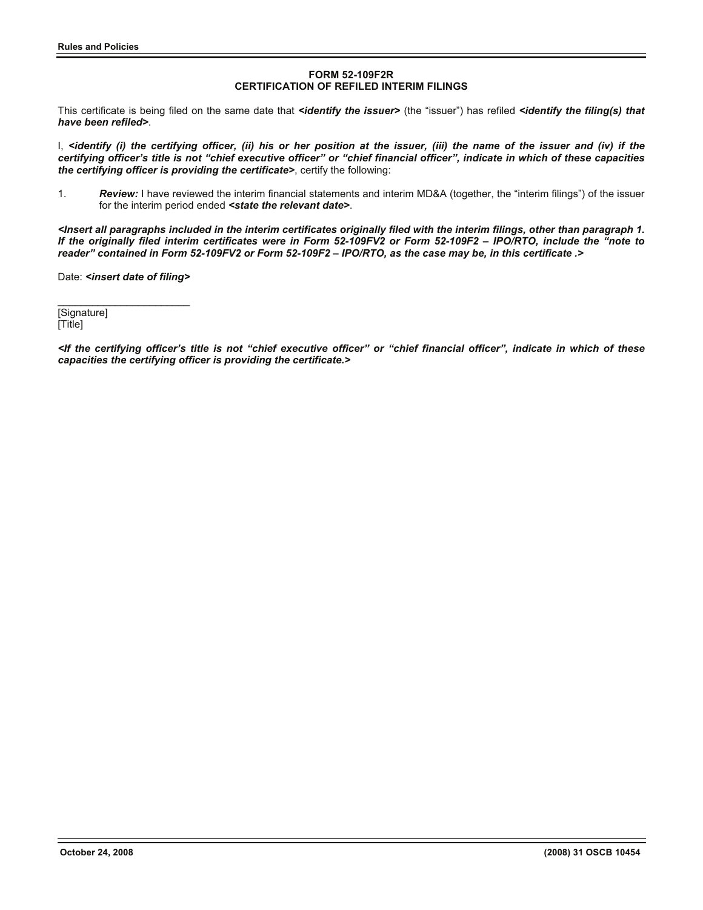# FORM 52-109F2R
# CERTIFICATION OF REFILED INTERIM FILINGS

This certificate is being filed on the same date that ***<identify the issuer>*** (the "issuer") has refiled ***<identify the filing(s) that have been refiled>***.

I, ***<identify (i) the certifying officer, (ii) his or her position at the issuer, (iii) the name of the issuer and (iv) if the certifying officer's title is not "chief executive officer" or "chief financial officer", indicate in which of these capacities the certifying officer is providing the certificate>***, certify the following:

1. ***Review:*** I have reviewed the interim financial statements and interim MD&A (together, the "interim filings") of the issuer for the interim period ended ***<state the relevant date>***.

***<Insert all paragraphs included in the interim certificates originally filed with the interim filings, other than paragraph 1. If the originally filed interim certificates were in Form 52-109FV2 or Form 52-109F2 – IPO/RTO, include the "note to reader" contained in Form 52-109FV2 or Form 52-109F2 – IPO/RTO, as the case may be, in this certificate .>***

Date: ***<insert date of filing>***

\_\_\_\_\_\_\_\_\_\_\_\_\_\_\_\_\_\_\_\_\_\_\_\_\_\_

[Signature]
[Title]

***<If the certifying officer's title is not "chief executive officer" or "chief financial officer", indicate in which of these capacities the certifying officer is providing the certificate.>***